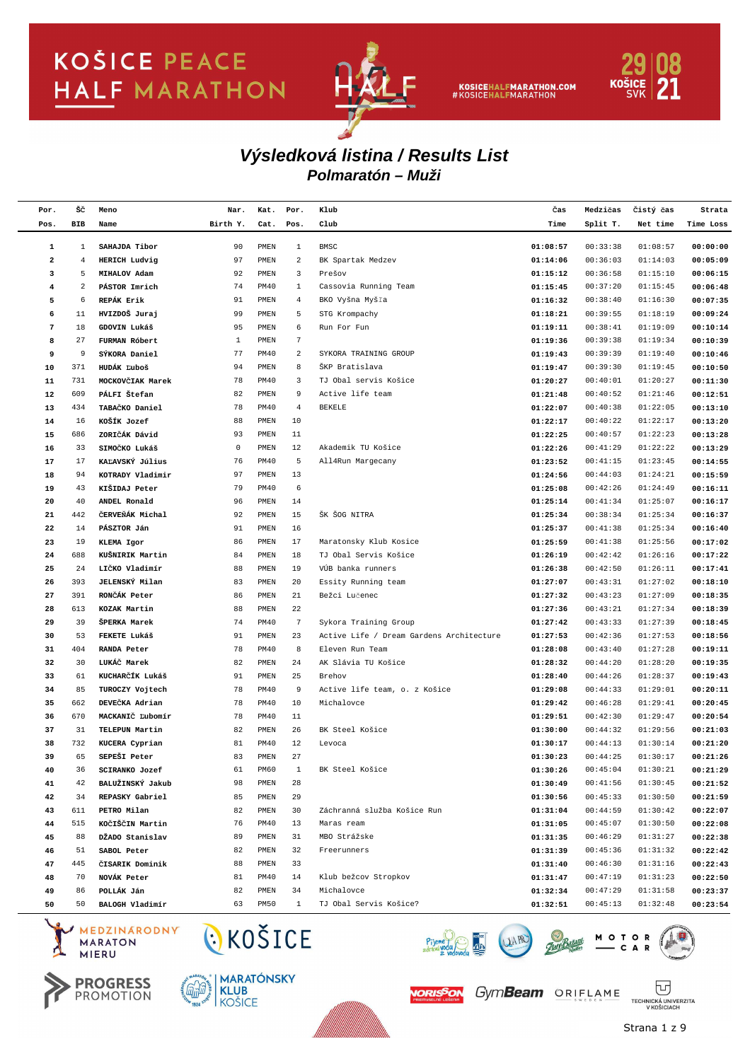# Výsledková listina / Results List

## Polmaratón – Muži

| Por. Pos. | ŠČ BIB | Meno Name | Nar. Birth Y. | Kat. Cat. | Por. Pos. | Klub Club | Čas Time | Medzičas Split T. | Čistý čas Net time | Strata Time Loss |
|---|---|---|---|---|---|---|---|---|---|---|
| 1 | 1 | SAHAJDA Tibor | 90 | PMEN | 1 | BMSC | 01:08:57 | 00:33:38 | 01:08:57 | 00:00:00 |
| 2 | 4 | HERICH Ludvig | 97 | PMEN | 2 | BK Spartak Medzev | 01:14:06 | 00:36:03 | 01:14:03 | 00:05:09 |
| 3 | 5 | MIHALOV Adam | 92 | PMEN | 3 | Prešov | 01:15:12 | 00:36:58 | 01:15:10 | 00:06:15 |
| 4 | 2 | PÁSTOR Imrich | 74 | PM40 | 1 | Cassovia Running Team | 01:15:45 | 00:37:20 | 01:15:45 | 00:06:48 |
| 5 | 6 | REPÁK Erik | 91 | PMEN | 4 | BKO Vyšna Myšľa | 01:16:32 | 00:38:40 | 01:16:30 | 00:07:35 |
| 6 | 11 | HVIZDOŠ Juraj | 99 | PMEN | 5 | STG Krompachy | 01:18:21 | 00:39:55 | 01:18:19 | 00:09:24 |
| 7 | 18 | GDOVIN Lukáš | 95 | PMEN | 6 | Run For Fun | 01:19:11 | 00:38:41 | 01:19:09 | 00:10:14 |
| 8 | 27 | FURMAN Róbert | 1 | PMEN | 7 | | 01:19:36 | 00:39:38 | 01:19:34 | 00:10:39 |
| 9 | 9 | SÝKORA Daniel | 77 | PM40 | 2 | SYKORA TRAINING GROUP | 01:19:43 | 00:39:39 | 01:19:40 | 00:10:46 |
| 10 | 371 | HUDÁK Ľuboš | 94 | PMEN | 8 | ŠKP Bratislava | 01:19:47 | 00:39:30 | 01:19:45 | 00:10:50 |
| 11 | 731 | MOCKOVČIAK Marek | 78 | PM40 | 3 | TJ Obal servis Košice | 01:20:27 | 00:40:01 | 01:20:27 | 00:11:30 |
| 12 | 609 | PÁLFI Štefan | 82 | PMEN | 9 | Active life team | 01:21:48 | 00:40:52 | 01:21:46 | 00:12:51 |
| 13 | 434 | TABAČKO Daniel | 78 | PM40 | 4 | BEKELE | 01:22:07 | 00:40:38 | 01:22:05 | 00:13:10 |
| 14 | 16 | KOŠÍK Jozef | 88 | PMEN | 10 | | 01:22:17 | 00:40:22 | 01:22:17 | 00:13:20 |
| 15 | 686 | ZORIČÁK Dávid | 93 | PMEN | 11 | | 01:22:25 | 00:40:57 | 01:22:23 | 00:13:28 |
| 16 | 33 | SIMOČKO Lukáš | 0 | PMEN | 12 | Akademik TU Košice | 01:22:26 | 00:41:29 | 01:22:22 | 00:13:29 |
| 17 | 17 | KAĽAVSKÝ Július | 76 | PM40 | 5 | All4Run Margecany | 01:23:52 | 00:41:15 | 01:23:45 | 00:14:55 |
| 18 | 94 | KOTRADY Vladimír | 97 | PMEN | 13 | | 01:24:56 | 00:44:03 | 01:24:21 | 00:15:59 |
| 19 | 43 | KIŠIDAJ Peter | 79 | PM40 | 6 | | 01:25:08 | 00:42:26 | 01:24:49 | 00:16:11 |
| 20 | 40 | ANDEL Ronald | 96 | PMEN | 14 | | 01:25:14 | 00:41:34 | 01:25:07 | 00:16:17 |
| 21 | 442 | ČERVEŇÁK Michal | 92 | PMEN | 15 | ŠK ŠOG NITRA | 01:25:34 | 00:38:34 | 01:25:34 | 00:16:37 |
| 22 | 14 | PÁSZTOR Ján | 91 | PMEN | 16 | | 01:25:37 | 00:41:38 | 01:25:34 | 00:16:40 |
| 23 | 19 | KLEMA Igor | 86 | PMEN | 17 | Maratonsky Klub Kosice | 01:25:59 | 00:41:38 | 01:25:56 | 00:17:02 |
| 24 | 688 | KUŠNIRIK Martin | 84 | PMEN | 18 | TJ Obal Servis Košice | 01:26:19 | 00:42:42 | 01:26:16 | 00:17:22 |
| 25 | 24 | LIČKO Vladimír | 88 | PMEN | 19 | VÚB banka runners | 01:26:38 | 00:42:50 | 01:26:11 | 00:17:41 |
| 26 | 393 | JELENSKÝ Milan | 83 | PMEN | 20 | Essity Running team | 01:27:07 | 00:43:31 | 01:27:02 | 00:18:10 |
| 27 | 391 | RONČÁK Peter | 86 | PMEN | 21 | Bežci Lučenec | 01:27:32 | 00:43:23 | 01:27:09 | 00:18:35 |
| 28 | 613 | KOZAK Martin | 88 | PMEN | 22 | | 01:27:36 | 00:43:21 | 01:27:34 | 00:18:39 |
| 29 | 39 | ŠPERKA Marek | 74 | PM40 | 7 | Sykora Training Group | 01:27:42 | 00:43:33 | 01:27:39 | 00:18:45 |
| 30 | 53 | FEKETE Lukáš | 91 | PMEN | 23 | Active Life / Dream Gardens Architecture | 01:27:53 | 00:42:36 | 01:27:53 | 00:18:56 |
| 31 | 404 | RANDA Peter | 78 | PM40 | 8 | Eleven Run Team | 01:28:08 | 00:43:40 | 01:27:28 | 00:19:11 |
| 32 | 30 | LUKÁČ Marek | 82 | PMEN | 24 | AK Slávia TU Košice | 01:28:32 | 00:44:20 | 01:28:20 | 00:19:35 |
| 33 | 61 | KUCHARČÍK Lukáš | 91 | PMEN | 25 | Brehov | 01:28:40 | 00:44:26 | 01:28:37 | 00:19:43 |
| 34 | 85 | TUROCZY Vojtech | 78 | PM40 | 9 | Active life team, o. z Košice | 01:29:08 | 00:44:33 | 01:29:01 | 00:20:11 |
| 35 | 662 | DEVEČKA Adrian | 78 | PM40 | 10 | Michalovce | 01:29:42 | 00:46:28 | 01:29:41 | 00:20:45 |
| 36 | 670 | MACKANIČ Ľubomír | 78 | PM40 | 11 | | 01:29:51 | 00:42:30 | 01:29:47 | 00:20:54 |
| 37 | 31 | TELEPUN Martin | 82 | PMEN | 26 | BK Steel Košice | 01:30:00 | 00:44:32 | 01:29:56 | 00:21:03 |
| 38 | 732 | KUCERA Cyprian | 81 | PM40 | 12 | Levoca | 01:30:17 | 00:44:13 | 01:30:14 | 00:21:20 |
| 39 | 65 | SEPEŠI Peter | 83 | PMEN | 27 | | 01:30:23 | 00:44:25 | 01:30:17 | 00:21:26 |
| 40 | 36 | SCIRANKO Jozef | 61 | PM60 | 1 | BK Steel Košice | 01:30:26 | 00:45:04 | 01:30:21 | 00:21:29 |
| 41 | 42 | BALUŽINSKÝ Jakub | 98 | PMEN | 28 | | 01:30:49 | 00:41:56 | 01:30:45 | 00:21:52 |
| 42 | 34 | REPASKY Gabriel | 85 | PMEN | 29 | | 01:30:56 | 00:45:33 | 01:30:50 | 00:21:59 |
| 43 | 611 | PETRO Milan | 82 | PMEN | 30 | Záchranná služba Košice Run | 01:31:04 | 00:44:59 | 01:30:42 | 00:22:07 |
| 44 | 515 | KOČIŠČIN Martin | 76 | PM40 | 13 | Maras ream | 01:31:05 | 00:45:07 | 01:30:50 | 00:22:08 |
| 45 | 88 | DŽADO Stanislav | 89 | PMEN | 31 | MBO Strážske | 01:31:35 | 00:46:29 | 01:31:27 | 00:22:38 |
| 46 | 51 | SABOL Peter | 82 | PMEN | 32 | Freerunners | 01:31:39 | 00:45:36 | 01:31:32 | 00:22:42 |
| 47 | 445 | ČISARIK Dominik | 88 | PMEN | 33 | | 01:31:40 | 00:46:30 | 01:31:16 | 00:22:43 |
| 48 | 70 | NOVÁK Peter | 81 | PM40 | 14 | Klub bežcov Stropkov | 01:31:47 | 00:47:19 | 01:31:23 | 00:22:50 |
| 49 | 86 | POLLÁK Ján | 82 | PMEN | 34 | Michalovce | 01:32:34 | 00:47:29 | 01:31:58 | 00:23:37 |
| 50 | 50 | BALOGH Vladimír | 63 | PM50 | 1 | TJ Obal Servis Košice? | 01:32:51 | 00:45:13 | 01:32:48 | 00:23:54 |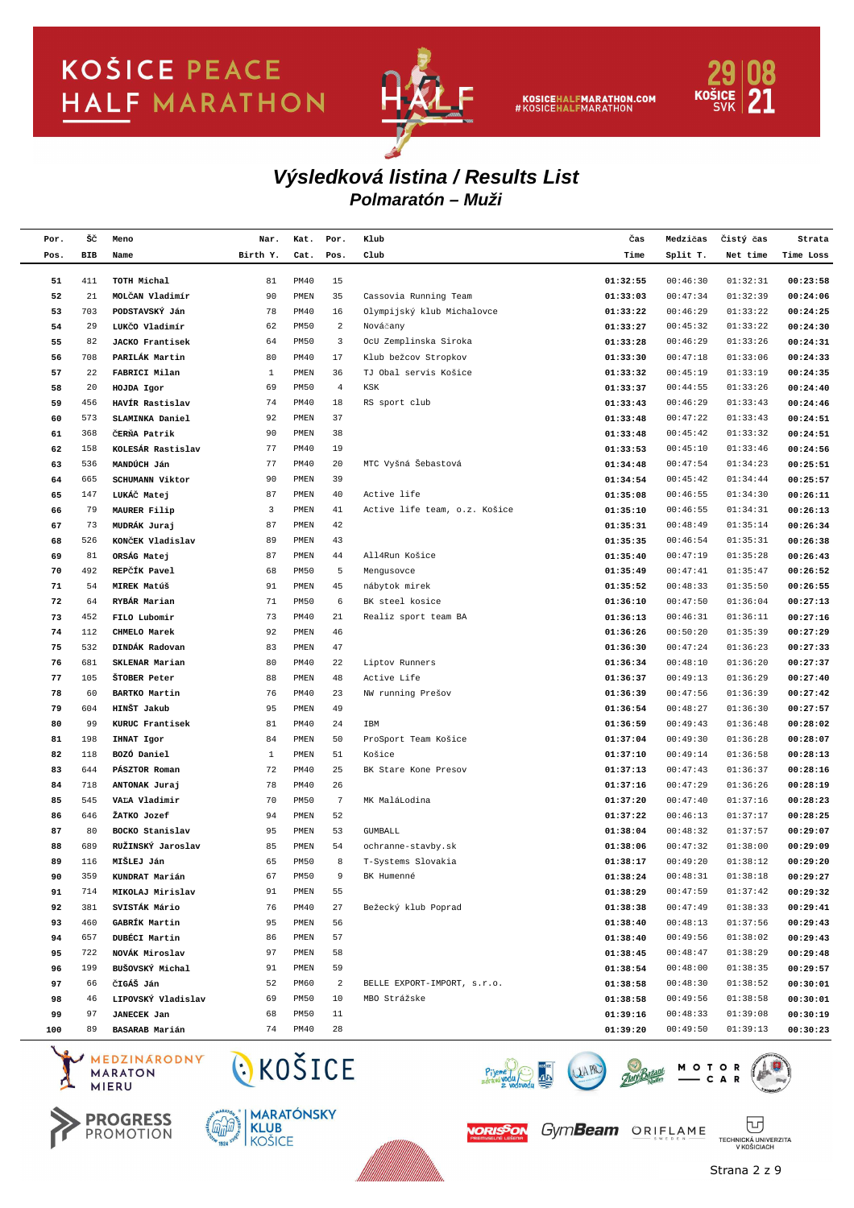# Výsledková listina / Results List

## Polmaratón – Muži

| Por. Pos. | ŠČ BIB | Meno Name | Nar. Birth Y. | Kat. Cat. | Por. Pos. | Klub Club | Čas Time | Medzičas Split T. | Čistý čas Net time | Strata Time Loss |
|---|---|---|---|---|---|---|---|---|---|---|
| **51** | 411 | **TOTH Michal** | 81 | PM40 | 15 | | **01:32:55** | 00:46:30 | 01:32:31 | **00:23:58** |
| **52** | 21 | **MOLČAN Vladimír** | 90 | PMEN | 35 | Cassovia Running Team | **01:33:03** | 00:47:34 | 01:32:39 | **00:24:06** |
| **53** | 703 | **PODSTAVSKÝ Ján** | 78 | PM40 | 16 | Olympijský klub Michalovce | **01:33:22** | 00:46:29 | 01:33:22 | **00:24:25** |
| **54** | 29 | **LUKČO Vladimír** | 62 | PM50 | 2 | Nováčany | **01:33:27** | 00:45:32 | 01:33:22 | **00:24:30** |
| **55** | 82 | **JACKO Frantisek** | 64 | PM50 | 3 | OcU Zemplinska Siroka | **01:33:28** | 00:46:29 | 01:33:26 | **00:24:31** |
| **56** | 708 | **PARILÁK Martin** | 80 | PM40 | 17 | Klub bežcov Stropkov | **01:33:30** | 00:47:18 | 01:33:06 | **00:24:33** |
| **57** | 22 | **FABRICI Milan** | 1 | PMEN | 36 | TJ Obal servis Košice | **01:33:32** | 00:45:19 | 01:33:19 | **00:24:35** |
| **58** | 20 | **HOJDA Igor** | 69 | PM50 | 4 | KSK | **01:33:37** | 00:44:55 | 01:33:26 | **00:24:40** |
| **59** | 456 | **HAVÍR Rastislav** | 74 | PM40 | 18 | RS sport club | **01:33:43** | 00:46:29 | 01:33:43 | **00:24:46** |
| **60** | 573 | **SLAMINKA Daniel** | 92 | PMEN | 37 | | **01:33:48** | 00:47:22 | 01:33:43 | **00:24:51** |
| **61** | 368 | **ČERŇA Patrik** | 90 | PMEN | 38 | | **01:33:48** | 00:45:42 | 01:33:32 | **00:24:51** |
| **62** | 158 | **KOLESÁR Rastislav** | 77 | PM40 | 19 | | **01:33:53** | 00:45:10 | 01:33:46 | **00:24:56** |
| **63** | 536 | **MANDÚCH Ján** | 77 | PM40 | 20 | MTC Vyšná Šebastová | **01:34:48** | 00:47:54 | 01:34:23 | **00:25:51** |
| **64** | 665 | **SCHUMANN Viktor** | 90 | PMEN | 39 | | **01:34:54** | 00:45:42 | 01:34:44 | **00:25:57** |
| **65** | 147 | **LUKÁČ Matej** | 87 | PMEN | 40 | Active life | **01:35:08** | 00:46:55 | 01:34:30 | **00:26:11** |
| **66** | 79 | **MAURER Filip** | 3 | PMEN | 41 | Active life team, o.z. Košice | **01:35:10** | 00:46:55 | 01:34:31 | **00:26:13** |
| **67** | 73 | **MUDRÁK Juraj** | 87 | PMEN | 42 | | **01:35:31** | 00:48:49 | 01:35:14 | **00:26:34** |
| **68** | 526 | **KONČEK Vladislav** | 89 | PMEN | 43 | | **01:35:35** | 00:46:54 | 01:35:31 | **00:26:38** |
| **69** | 81 | **ORSÁG Matej** | 87 | PMEN | 44 | All4Run Košice | **01:35:40** | 00:47:19 | 01:35:28 | **00:26:43** |
| **70** | 492 | **REPČÍK Pavel** | 68 | PM50 | 5 | Mengusovce | **01:35:49** | 00:47:41 | 01:35:47 | **00:26:52** |
| **71** | 54 | **MIREK Matúš** | 91 | PMEN | 45 | nábytok mirek | **01:35:52** | 00:48:33 | 01:35:50 | **00:26:55** |
| **72** | 64 | **RYBÁR Marian** | 71 | PM50 | 6 | BK steel kosice | **01:36:10** | 00:47:50 | 01:36:04 | **00:27:13** |
| **73** | 452 | **FILO Lubomir** | 73 | PM40 | 21 | Realiz sport team BA | **01:36:13** | 00:46:31 | 01:36:11 | **00:27:16** |
| **74** | 112 | **CHMELO Marek** | 92 | PMEN | 46 | | **01:36:26** | 00:50:20 | 01:35:39 | **00:27:29** |
| **75** | 532 | **DINDÁK Radovan** | 83 | PMEN | 47 | | **01:36:30** | 00:47:24 | 01:36:23 | **00:27:33** |
| **76** | 681 | **SKLENAR Marian** | 80 | PM40 | 22 | Liptov Runners | **01:36:34** | 00:48:10 | 01:36:20 | **00:27:37** |
| **77** | 105 | **ŠTOBER Peter** | 88 | PMEN | 48 | Active Life | **01:36:37** | 00:49:13 | 01:36:29 | **00:27:40** |
| **78** | 60 | **BARTKO Martin** | 76 | PM40 | 23 | NW running Prešov | **01:36:39** | 00:47:56 | 01:36:39 | **00:27:42** |
| **79** | 604 | **HINŠT Jakub** | 95 | PMEN | 49 | | **01:36:54** | 00:48:27 | 01:36:30 | **00:27:57** |
| **80** | 99 | **KURUC Frantisek** | 81 | PM40 | 24 | IBM | **01:36:59** | 00:49:43 | 01:36:48 | **00:28:02** |
| **81** | 198 | **IHNAT Igor** | 84 | PMEN | 50 | ProSport Team Košice | **01:37:04** | 00:49:30 | 01:36:28 | **00:28:07** |
| **82** | 118 | **BOZÓ Daniel** | 1 | PMEN | 51 | Košice | **01:37:10** | 00:49:14 | 01:36:58 | **00:28:13** |
| **83** | 644 | **PÁSZTOR Roman** | 72 | PM40 | 25 | BK Stare Kone Presov | **01:37:13** | 00:47:43 | 01:36:37 | **00:28:16** |
| **84** | 718 | **ANTONAK Juraj** | 78 | PM40 | 26 | | **01:37:16** | 00:47:29 | 01:36:26 | **00:28:19** |
| **85** | 545 | **VAĽA Vladimir** | 70 | PM50 | 7 | MK MaláLodina | **01:37:20** | 00:47:40 | 01:37:16 | **00:28:23** |
| **86** | 646 | **ŽATKO Jozef** | 94 | PMEN | 52 | | **01:37:22** | 00:46:13 | 01:37:17 | **00:28:25** |
| **87** | 80 | **BOCKO Stanislav** | 95 | PMEN | 53 | GUMBALL | **01:38:04** | 00:48:32 | 01:37:57 | **00:29:07** |
| **88** | 689 | **RUŽINSKÝ Jaroslav** | 85 | PMEN | 54 | ochranne-stavby.sk | **01:38:06** | 00:47:32 | 01:38:00 | **00:29:09** |
| **89** | 116 | **MIŠLEJ Ján** | 65 | PM50 | 8 | T-Systems Slovakia | **01:38:17** | 00:49:20 | 01:38:12 | **00:29:20** |
| **90** | 359 | **KUNDRAT Marián** | 67 | PM50 | 9 | BK Humenné | **01:38:24** | 00:48:31 | 01:38:18 | **00:29:27** |
| **91** | 714 | **MIKOLAJ Mirislav** | 91 | PMEN | 55 | | **01:38:29** | 00:47:59 | 01:37:42 | **00:29:32** |
| **92** | 381 | **SVISTÁK Mário** | 76 | PM40 | 27 | Bežecký klub Poprad | **01:38:38** | 00:47:49 | 01:38:33 | **00:29:41** |
| **93** | 460 | **GABRÍK Martin** | 95 | PMEN | 56 | | **01:38:40** | 00:48:13 | 01:37:56 | **00:29:43** |
| **94** | 657 | **DUBÉCI Martin** | 86 | PMEN | 57 | | **01:38:40** | 00:49:56 | 01:38:02 | **00:29:43** |
| **95** | 722 | **NOVÁK Miroslav** | 97 | PMEN | 58 | | **01:38:45** | 00:48:47 | 01:38:29 | **00:29:48** |
| **96** | 199 | **BUŠOVSKÝ Michal** | 91 | PMEN | 59 | | **01:38:54** | 00:48:00 | 01:38:35 | **00:29:57** |
| **97** | 66 | **ČIGÁŠ Ján** | 52 | PM60 | 2 | BELLE EXPORT-IMPORT, s.r.o. | **01:38:58** | 00:48:30 | 01:38:52 | **00:30:01** |
| **98** | 46 | **LIPOVSKÝ Vladislav** | 69 | PM50 | 10 | MBO Strážske | **01:38:58** | 00:49:56 | 01:38:58 | **00:30:01** |
| **99** | 97 | **JANECEK Jan** | 68 | PM50 | 11 | | **01:39:16** | 00:48:33 | 01:39:08 | **00:30:19** |
| **100** | 89 | **BASARAB Marián** | 74 | PM40 | 28 | | **01:39:20** | 00:49:50 | 01:39:13 | **00:30:23** |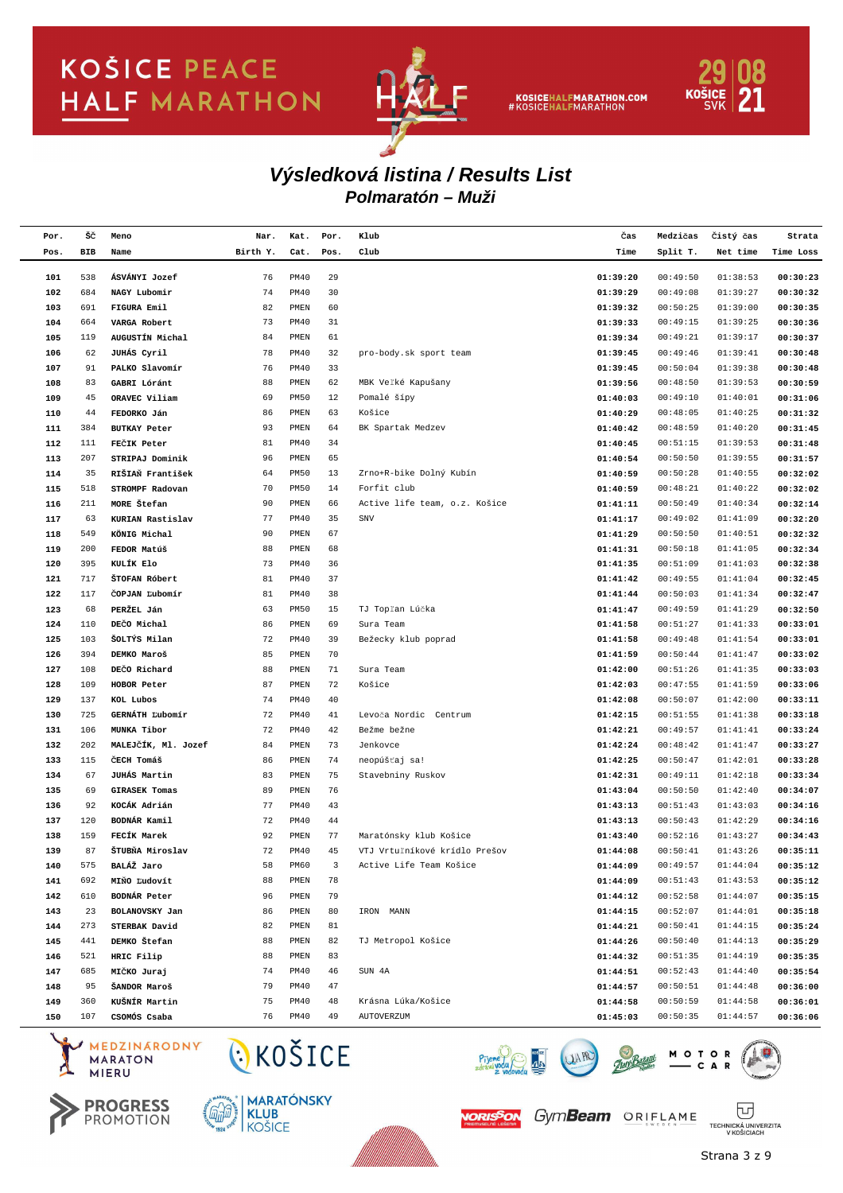# Výsledková listina / Results List

## Polmaratón – Muži

| Por. Pos. | ŠČ BIB | Meno Name | Nar. Birth Y. | Kat. Cat. | Por. Pos. | Klub Club | Čas Time | Medzičas Split T. | Čistý čas Net time | Strata Time Loss |
|---|---|---|---|---|---|---|---|---|---|---|
| 101 | 538 | ÁSVÁNYI Jozef | 76 | PM40 | 29 | | 01:39:20 | 00:49:50 | 01:38:53 | 00:30:23 |
| 102 | 684 | NAGY Lubomír | 74 | PM40 | 30 | | 01:39:29 | 00:49:08 | 01:39:27 | 00:30:32 |
| 103 | 691 | FIGURA Emil | 82 | PMEN | 60 | | 01:39:32 | 00:50:25 | 01:39:00 | 00:30:35 |
| 104 | 664 | VARGA Robert | 73 | PM40 | 31 | | 01:39:33 | 00:49:15 | 01:39:25 | 00:30:36 |
| 105 | 119 | AUGUSTÍN Michal | 84 | PMEN | 61 | | 01:39:34 | 00:49:21 | 01:39:17 | 00:30:37 |
| 106 | 62 | JUHÁS Cyril | 78 | PM40 | 32 | pro-body.sk sport team | 01:39:45 | 00:49:46 | 01:39:41 | 00:30:48 |
| 107 | 91 | PALKO Slavomír | 76 | PM40 | 33 | | 01:39:45 | 00:50:04 | 01:39:38 | 00:30:48 |
| 108 | 83 | GABRI Lóránt | 88 | PMEN | 62 | MBK Veľké Kapušany | 01:39:56 | 00:48:50 | 01:39:53 | 00:30:59 |
| 109 | 45 | ORAVEC Viliam | 69 | PM50 | 12 | Pomalé šípy | 01:40:03 | 00:49:10 | 01:40:01 | 00:31:06 |
| 110 | 44 | FEDORKO Ján | 86 | PMEN | 63 | Košice | 01:40:29 | 00:48:05 | 01:40:25 | 00:31:32 |
| 111 | 384 | BUTKAY Peter | 93 | PMEN | 64 | BK Spartak Medzev | 01:40:42 | 00:48:59 | 01:40:20 | 00:31:45 |
| 112 | 111 | FEČÍK Peter | 81 | PM40 | 34 | | 01:40:45 | 00:51:15 | 01:39:53 | 00:31:48 |
| 113 | 207 | STRIPAJ Dominik | 96 | PMEN | 65 | | 01:40:54 | 00:50:50 | 01:39:55 | 00:31:57 |
| 114 | 35 | RIŠIAŇ František | 64 | PM50 | 13 | Zrno+R-bike Dolný Kubín | 01:40:59 | 00:50:28 | 01:40:55 | 00:32:02 |
| 115 | 518 | STROMPF Radovan | 70 | PM50 | 14 | Forfit club | 01:40:59 | 00:48:21 | 01:40:22 | 00:32:02 |
| 116 | 211 | MORE Štefan | 90 | PMEN | 66 | Active life team, o.z. Košice | 01:41:11 | 00:50:49 | 01:40:34 | 00:32:14 |
| 117 | 63 | KURIAN Rastislav | 77 | PM40 | 35 | SNV | 01:41:17 | 00:49:02 | 01:41:09 | 00:32:20 |
| 118 | 549 | KÖNIG Michal | 90 | PMEN | 67 | | 01:41:29 | 00:50:50 | 01:40:51 | 00:32:32 |
| 119 | 200 | FEDOR Matúš | 88 | PMEN | 68 | | 01:41:31 | 00:50:18 | 01:41:05 | 00:32:34 |
| 120 | 395 | KULÍK Elo | 73 | PM40 | 36 | | 01:41:35 | 00:51:09 | 01:41:03 | 00:32:38 |
| 121 | 717 | ŠTOFAN Róbert | 81 | PM40 | 37 | | 01:41:42 | 00:49:55 | 01:41:04 | 00:32:45 |
| 122 | 117 | ČOPJAN Ľubomír | 81 | PM40 | 38 | | 01:41:44 | 00:50:03 | 01:41:34 | 00:32:47 |
| 123 | 68 | PERŽEL Ján | 63 | PM50 | 15 | TJ Topľan Lúčka | 01:41:47 | 00:49:59 | 01:41:29 | 00:32:50 |
| 124 | 110 | DEČO Michal | 86 | PMEN | 69 | Sura Team | 01:41:58 | 00:51:27 | 01:41:33 | 00:33:01 |
| 125 | 103 | ŠOLTÝS Milan | 72 | PM40 | 39 | Bežecky klub poprad | 01:41:58 | 00:49:48 | 01:41:54 | 00:33:01 |
| 126 | 394 | DEMKO Maroš | 85 | PMEN | 70 | | 01:41:59 | 00:50:44 | 01:41:47 | 00:33:02 |
| 127 | 108 | DEČO Richard | 88 | PMEN | 71 | Sura Team | 01:42:00 | 00:51:26 | 01:41:35 | 00:33:03 |
| 128 | 109 | HOBOR Peter | 87 | PMEN | 72 | Košice | 01:42:03 | 00:47:55 | 01:41:59 | 00:33:06 |
| 129 | 137 | KOL Lubos | 74 | PM40 | 40 | | 01:42:08 | 00:50:07 | 01:42:00 | 00:33:11 |
| 130 | 725 | GERNÁTH Ľubomír | 72 | PM40 | 41 | Levoča Nordic Centrum | 01:42:15 | 00:51:55 | 01:41:38 | 00:33:18 |
| 131 | 106 | MUNKA Tibor | 72 | PM40 | 42 | Bežme bežne | 01:42:21 | 00:49:57 | 01:41:41 | 00:33:24 |
| 132 | 202 | MALEJČÍK, Ml. Jozef | 84 | PMEN | 73 | Jenkovce | 01:42:24 | 00:48:42 | 01:41:47 | 00:33:27 |
| 133 | 115 | ČECH Tomáš | 86 | PMEN | 74 | neopúšťaj sa! | 01:42:25 | 00:50:47 | 01:42:01 | 00:33:28 |
| 134 | 67 | JUHÁS Martin | 83 | PMEN | 75 | Stavebniny Ruskov | 01:42:31 | 00:49:11 | 01:42:18 | 00:33:34 |
| 135 | 69 | GIRASEK Tomas | 89 | PMEN | 76 | | 01:43:04 | 00:50:50 | 01:42:40 | 00:34:07 |
| 136 | 92 | KOCÁK Adrián | 77 | PM40 | 43 | | 01:43:13 | 00:51:43 | 01:43:03 | 00:34:16 |
| 137 | 120 | BODNÁR Kamil | 72 | PM40 | 44 | | 01:43:13 | 00:50:43 | 01:42:29 | 00:34:16 |
| 138 | 159 | FECÍK Marek | 92 | PMEN | 77 | Maratónsky klub Košice | 01:43:40 | 00:52:16 | 01:43:27 | 00:34:43 |
| 139 | 87 | ŠTUBŇA Miroslav | 72 | PM40 | 45 | VTJ Vrtuľníkové krídlo Prešov | 01:44:08 | 00:50:41 | 01:43:26 | 00:35:11 |
| 140 | 575 | BALÁŽ Jaro | 58 | PM60 | 3 | Active Life Team Košice | 01:44:09 | 00:49:57 | 01:44:04 | 00:35:12 |
| 141 | 692 | MIŇO Ľudovít | 88 | PMEN | 78 | | 01:44:09 | 00:51:43 | 01:43:53 | 00:35:12 |
| 142 | 610 | BODNÁR Peter | 96 | PMEN | 79 | | 01:44:12 | 00:52:58 | 01:44:07 | 00:35:15 |
| 143 | 23 | BOLANOVSKY Jan | 86 | PMEN | 80 | IRON MANN | 01:44:15 | 00:52:07 | 01:44:01 | 00:35:18 |
| 144 | 273 | STERBAK David | 82 | PMEN | 81 | | 01:44:21 | 00:50:41 | 01:44:15 | 00:35:24 |
| 145 | 441 | DEMKO Štefan | 88 | PMEN | 82 | TJ Metropol Košice | 01:44:26 | 00:50:40 | 01:44:13 | 00:35:29 |
| 146 | 521 | HRIC Filip | 88 | PMEN | 83 | | 01:44:32 | 00:51:35 | 01:44:19 | 00:35:35 |
| 147 | 685 | MIČKO Juraj | 74 | PM40 | 46 | SUN 4A | 01:44:51 | 00:52:43 | 01:44:40 | 00:35:54 |
| 148 | 95 | ŠANDOR Maroš | 79 | PM40 | 47 | | 01:44:57 | 00:50:51 | 01:44:48 | 00:36:00 |
| 149 | 360 | KUŠNÍR Martin | 75 | PM40 | 48 | Krásna Lúka/Košice | 01:44:58 | 00:50:59 | 01:44:58 | 00:36:01 |
| 150 | 107 | CSOMÓS Csaba | 76 | PM40 | 49 | AUTOVERZUM | 01:45:03 | 00:50:35 | 01:44:57 | 00:36:06 |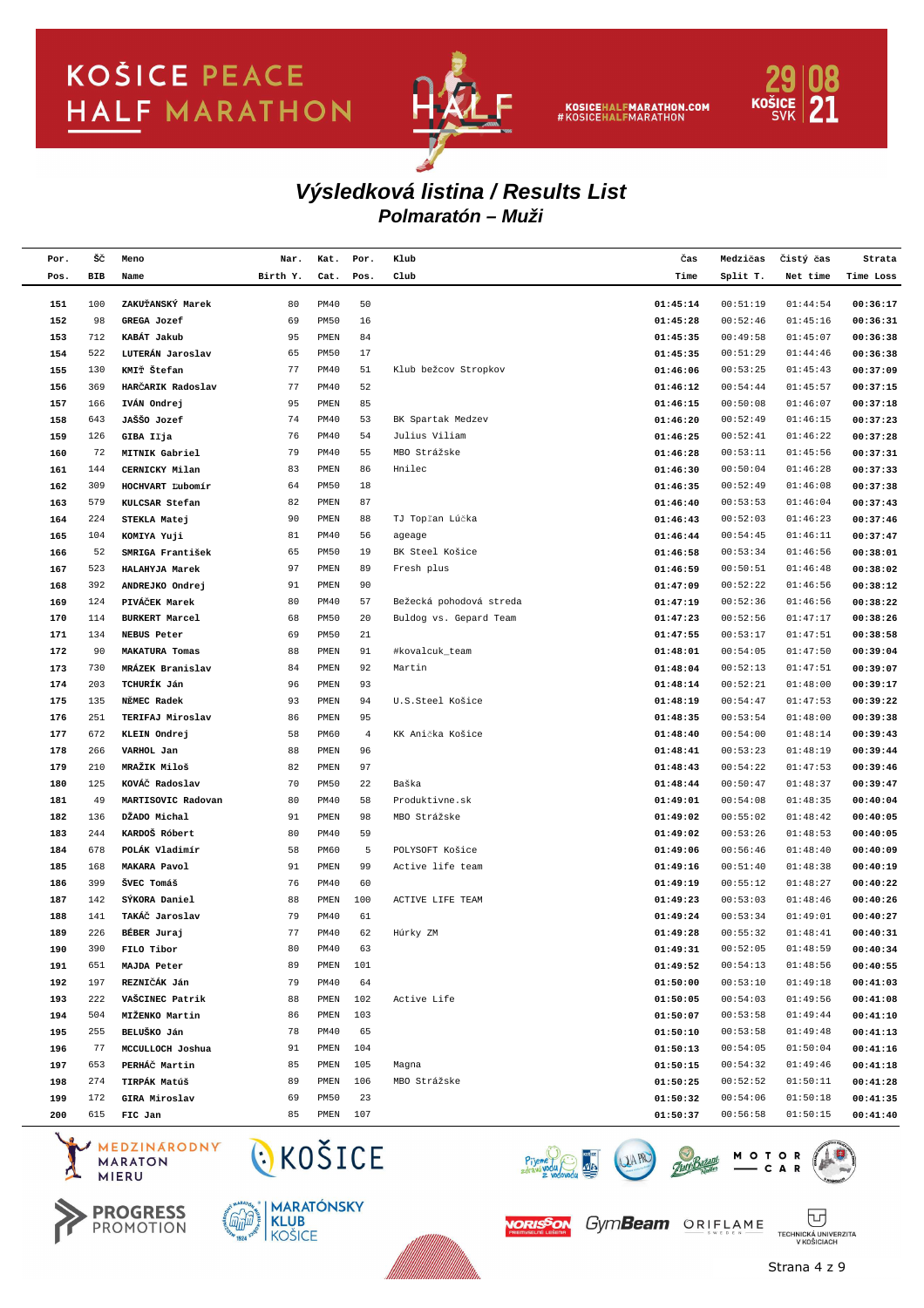## Výsledková listina / Results List

### Polmaratón – Muži

| Por. Pos. | ŠČ BIB | Meno Name | Nar. Birth Y. | Kat. Cat. | Por. Pos. | Klub Club | Čas Time | Medzičas Split T. | Čistý čas Net time | Strata Time Loss |
|---|---|---|---|---|---|---|---|---|---|---|
| 151 | 100 | ZAKUŤANSKÝ Marek | 80 | PM40 | 50 | | 01:45:14 | 00:51:19 | 01:44:54 | 00:36:17 |
| 152 | 98 | GREGA Jozef | 69 | PM50 | 16 | | 01:45:28 | 00:52:46 | 01:45:16 | 00:36:31 |
| 153 | 712 | KABÁT Jakub | 95 | PMEN | 84 | | 01:45:35 | 00:49:58 | 01:45:07 | 00:36:38 |
| 154 | 522 | LUTERÁN Jaroslav | 65 | PM50 | 17 | | 01:45:35 | 00:51:29 | 01:44:46 | 00:36:38 |
| 155 | 130 | KMIŤ Štefan | 77 | PM40 | 51 | Klub bežcov Stropkov | 01:46:06 | 00:53:25 | 01:45:43 | 00:37:09 |
| 156 | 369 | HARČARIK Radoslav | 77 | PM40 | 52 | | 01:46:12 | 00:54:44 | 01:45:57 | 00:37:15 |
| 157 | 166 | IVÁN Ondrej | 95 | PMEN | 85 | | 01:46:15 | 00:50:08 | 01:46:07 | 00:37:18 |
| 158 | 643 | JAŠŠO Jozef | 74 | PM40 | 53 | BK Spartak Medzev | 01:46:20 | 00:52:49 | 01:46:15 | 00:37:23 |
| 159 | 126 | GIBA Iľja | 76 | PM40 | 54 | Julius Viliam | 01:46:25 | 00:52:41 | 01:46:22 | 00:37:28 |
| 160 | 72 | MITNIK Gabriel | 79 | PM40 | 55 | MBO Strážske | 01:46:28 | 00:53:11 | 01:45:56 | 00:37:31 |
| 161 | 144 | CERNICKY Milan | 83 | PMEN | 86 | Hnilec | 01:46:30 | 00:50:04 | 01:46:28 | 00:37:33 |
| 162 | 309 | HOCHVART Ľubomír | 64 | PM50 | 18 | | 01:46:35 | 00:52:49 | 01:46:08 | 00:37:38 |
| 163 | 579 | KULCSAR Stefan | 82 | PMEN | 87 | | 01:46:40 | 00:53:53 | 01:46:04 | 00:37:43 |
| 164 | 224 | STEKLA Matej | 90 | PMEN | 88 | TJ Topľan Lúčka | 01:46:43 | 00:52:03 | 01:46:23 | 00:37:46 |
| 165 | 104 | KOMIYA Yuji | 81 | PM40 | 56 | ageage | 01:46:44 | 00:54:45 | 01:46:11 | 00:37:47 |
| 166 | 52 | SMRIGA František | 65 | PM50 | 19 | BK Steel Košice | 01:46:58 | 00:53:34 | 01:46:56 | 00:38:01 |
| 167 | 523 | HALAHYJA Marek | 97 | PMEN | 89 | Fresh plus | 01:46:59 | 00:50:51 | 01:46:48 | 00:38:02 |
| 168 | 392 | ANDREJKO Ondrej | 91 | PMEN | 90 | | 01:47:09 | 00:52:22 | 01:46:56 | 00:38:12 |
| 169 | 124 | PIVÁČEK Marek | 80 | PM40 | 57 | Bežecká pohodová streda | 01:47:19 | 00:52:36 | 01:46:56 | 00:38:22 |
| 170 | 114 | BURKERT Marcel | 68 | PM50 | 20 | Buldog vs. Gepard Team | 01:47:23 | 00:52:56 | 01:47:17 | 00:38:26 |
| 171 | 134 | NEBUS Peter | 69 | PM50 | 21 | | 01:47:55 | 00:53:17 | 01:47:51 | 00:38:58 |
| 172 | 90 | MAKATURA Tomas | 88 | PMEN | 91 | #kovalcuk_team | 01:48:01 | 00:54:05 | 01:47:50 | 00:39:04 |
| 173 | 730 | MRÁZEK Branislav | 84 | PMEN | 92 | Martin | 01:48:04 | 00:52:13 | 01:47:51 | 00:39:07 |
| 174 | 203 | TCHURÍK Ján | 96 | PMEN | 93 | | 01:48:14 | 00:52:21 | 01:48:00 | 00:39:17 |
| 175 | 135 | NĚMEC Radek | 93 | PMEN | 94 | U.S.Steel Košice | 01:48:19 | 00:54:47 | 01:47:53 | 00:39:22 |
| 176 | 251 | TERIFAJ Miroslav | 86 | PMEN | 95 | | 01:48:35 | 00:53:54 | 01:48:00 | 00:39:38 |
| 177 | 672 | KLEIN Ondrej | 58 | PM60 | 4 | KK Anička Košice | 01:48:40 | 00:54:00 | 01:48:14 | 00:39:43 |
| 178 | 266 | VARHOL Jan | 88 | PMEN | 96 | | 01:48:41 | 00:53:23 | 01:48:19 | 00:39:44 |
| 179 | 210 | MRAŽIK Miloš | 82 | PMEN | 97 | | 01:48:43 | 00:54:22 | 01:47:53 | 00:39:46 |
| 180 | 125 | KOVÁČ Radoslav | 70 | PM50 | 22 | Baška | 01:48:44 | 00:50:47 | 01:48:37 | 00:39:47 |
| 181 | 49 | MARTISOVIC Radovan | 80 | PM40 | 58 | Produktivne.sk | 01:49:01 | 00:54:08 | 01:48:35 | 00:40:04 |
| 182 | 136 | DŽADO Michal | 91 | PMEN | 98 | MBO Strážske | 01:49:02 | 00:55:02 | 01:48:42 | 00:40:05 |
| 183 | 244 | KARDOŠ Róbert | 80 | PM40 | 59 | | 01:49:02 | 00:53:26 | 01:48:53 | 00:40:05 |
| 184 | 678 | POLÁK Vladimír | 58 | PM60 | 5 | POLYSOFT Košice | 01:49:06 | 00:56:46 | 01:48:40 | 00:40:09 |
| 185 | 168 | MAKARA Pavol | 91 | PMEN | 99 | Active life team | 01:49:16 | 00:51:40 | 01:48:38 | 00:40:19 |
| 186 | 399 | ŠVEC Tomáš | 76 | PM40 | 60 | | 01:49:19 | 00:55:12 | 01:48:27 | 00:40:22 |
| 187 | 142 | SÝKORA Daniel | 88 | PMEN | 100 | ACTIVE LIFE TEAM | 01:49:23 | 00:53:03 | 01:48:46 | 00:40:26 |
| 188 | 141 | TAKÁČ Jaroslav | 79 | PM40 | 61 | | 01:49:24 | 00:53:34 | 01:49:01 | 00:40:27 |
| 189 | 226 | BÉBER Juraj | 77 | PM40 | 62 | Húrky ZM | 01:49:28 | 00:55:32 | 01:48:41 | 00:40:31 |
| 190 | 390 | FILO Tibor | 80 | PM40 | 63 | | 01:49:31 | 00:52:05 | 01:48:59 | 00:40:34 |
| 191 | 651 | MAJDA Peter | 89 | PMEN | 101 | | 01:49:52 | 00:54:13 | 01:48:56 | 00:40:55 |
| 192 | 197 | REZNIČÁK Ján | 79 | PM40 | 64 | | 01:50:00 | 00:53:10 | 01:49:18 | 00:41:03 |
| 193 | 222 | VAŠCINEC Patrik | 88 | PMEN | 102 | Active Life | 01:50:05 | 00:54:03 | 01:49:56 | 00:41:08 |
| 194 | 504 | MIŽENKO Martin | 86 | PMEN | 103 | | 01:50:07 | 00:53:58 | 01:49:44 | 00:41:10 |
| 195 | 255 | BELUŠKO Ján | 78 | PM40 | 65 | | 01:50:10 | 00:53:58 | 01:49:48 | 00:41:13 |
| 196 | 77 | MCCULLOCH Joshua | 91 | PMEN | 104 | | 01:50:13 | 00:54:05 | 01:50:04 | 00:41:16 |
| 197 | 653 | PERHÁČ Martin | 85 | PMEN | 105 | Magna | 01:50:15 | 00:54:32 | 01:49:46 | 00:41:18 |
| 198 | 274 | TIRPÁK Matúš | 89 | PMEN | 106 | MBO Strážske | 01:50:25 | 00:52:52 | 01:50:11 | 00:41:28 |
| 199 | 172 | GIRA Miroslav | 69 | PM50 | 23 | | 01:50:32 | 00:54:06 | 01:50:18 | 00:41:35 |
| 200 | 615 | FIC Jan | 85 | PMEN | 107 | | 01:50:37 | 00:56:58 | 01:50:15 | 00:41:40 |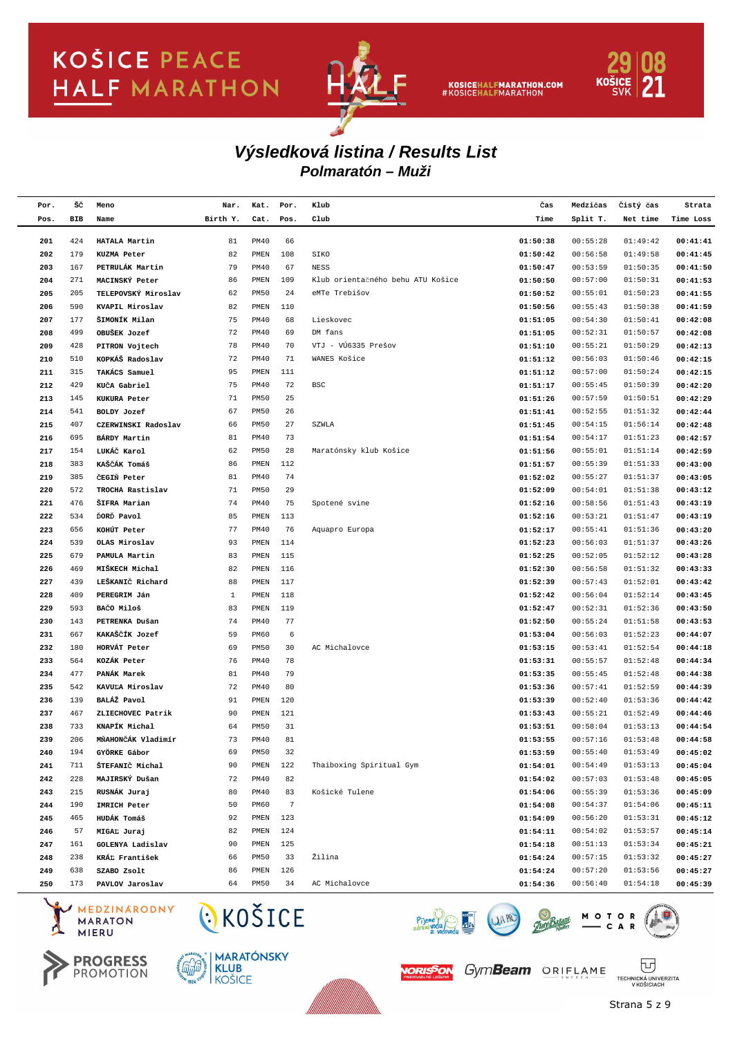# Výsledková listina / Results List

## Polmaratón – Muži

| Por. Pos. | ŠČ BIB | Meno Name | Nar. Birth Y. | Kat. Cat. | Por. Pos. | Klub Club | Čas Time | Medzičas Split T. | Čistý čas Net time | Strata Time Loss |
|---|---|---|---|---|---|---|---|---|---|---|
| 201 | 424 | **HATALA** Martin | 81 | PM40 | 66 | | **01:50:38** | 00:55:28 | 01:49:42 | **00:41:41** |
| 202 | 179 | **KUZMA** Peter | 82 | PMEN | 108 | SIKO | **01:50:42** | 00:56:58 | 01:49:58 | **00:41:45** |
| 203 | 167 | **PETRULÁK** Martin | 79 | PM40 | 67 | NESS | **01:50:47** | 00:53:59 | 01:50:35 | **00:41:50** |
| 204 | 271 | **MACINSKÝ** Peter | 86 | PMEN | 109 | Klub orientačného behu ATU Košice | **01:50:50** | 00:57:00 | 01:50:31 | **00:41:53** |
| 205 | 205 | **TELEPOVSKÝ** Miroslav | 62 | PM50 | 24 | eMTe Trebišov | **01:50:52** | 00:55:01 | 01:50:23 | **00:41:55** |
| 206 | 590 | **KVAPIL** Miroslav | 82 | PMEN | 110 | | **01:50:56** | 00:55:43 | 01:50:38 | **00:41:59** |
| 207 | 177 | **ŠIMONÍK** Milan | 75 | PM40 | 68 | Lieskovec | **01:51:05** | 00:54:30 | 01:50:41 | **00:42:08** |
| 208 | 499 | **OBUŠEK** Jozef | 72 | PM40 | 69 | DM fans | **01:51:05** | 00:52:31 | 01:50:57 | **00:42:08** |
| 209 | 428 | **PITRON** Vojtech | 78 | PM40 | 70 | VTJ - VÚ6335 Prešov | **01:51:10** | 00:55:21 | 01:50:29 | **00:42:13** |
| 210 | 510 | **KOPKÁŠ** Radoslav | 72 | PM40 | 71 | WANES Košice | **01:51:12** | 00:56:03 | 01:50:46 | **00:42:15** |
| 211 | 315 | **TAKÁCS** Samuel | 95 | PMEN | 111 | | **01:51:12** | 00:57:00 | 01:50:24 | **00:42:15** |
| 212 | 429 | **KUČA** Gabriel | 75 | PM40 | 72 | BSC | **01:51:17** | 00:55:45 | 01:50:39 | **00:42:20** |
| 213 | 145 | **KUKURA** Peter | 71 | PM50 | 25 | | **01:51:26** | 00:57:59 | 01:50:51 | **00:42:29** |
| 214 | 541 | **BOLDY** Jozef | 67 | PM50 | 26 | | **01:51:41** | 00:52:55 | 01:51:32 | **00:42:44** |
| 215 | 407 | **CZERWINSKI** Radoslav | 66 | PM50 | 27 | SZWLA | **01:51:45** | 00:54:15 | 01:56:14 | **00:42:48** |
| 216 | 695 | **BÁRDY** Martin | 81 | PM40 | 73 | | **01:51:54** | 00:54:17 | 01:51:23 | **00:42:57** |
| 217 | 154 | **LUKÁČ** Karol | 62 | PM50 | 28 | Maratónsky klub Košice | **01:51:56** | 00:55:01 | 01:51:14 | **00:42:59** |
| 218 | 383 | **KAŠČÁK** Tomáš | 86 | PMEN | 112 | | **01:51:57** | 00:55:39 | 01:51:33 | **00:43:00** |
| 219 | 385 | **ČEGIŇ** Peter | 81 | PM40 | 74 | | **01:52:02** | 00:55:27 | 01:51:37 | **00:43:05** |
| 220 | 572 | **TROCHA** Rastislav | 71 | PM50 | 29 | | **01:52:09** | 00:54:01 | 01:51:38 | **00:43:12** |
| 221 | 476 | **ŠIFRA** Marian | 74 | PM40 | 75 | Spotené svine | **01:52:16** | 00:58:56 | 01:51:43 | **00:43:19** |
| 222 | 534 | **ĎORĎ** Pavol | 85 | PMEN | 113 | | **01:52:16** | 00:53:21 | 01:51:47 | **00:43:19** |
| 223 | 656 | **KOHÚT** Peter | 77 | PM40 | 76 | Aquapro Europa | **01:52:17** | 00:55:41 | 01:51:36 | **00:43:20** |
| 224 | 539 | **OLAS** Miroslav | 93 | PMEN | 114 | | **01:52:23** | 00:56:03 | 01:51:37 | **00:43:26** |
| 225 | 679 | **PAMULA** Martin | 83 | PMEN | 115 | | **01:52:25** | 00:52:05 | 01:52:12 | **00:43:28** |
| 226 | 469 | **MIŠKECH** Michal | 82 | PMEN | 116 | | **01:52:30** | 00:56:58 | 01:51:32 | **00:43:33** |
| 227 | 439 | **LEŠKANIČ** Richard | 88 | PMEN | 117 | | **01:52:39** | 00:57:43 | 01:52:01 | **00:43:42** |
| 228 | 409 | **PEREGRIM** Ján | 1 | PMEN | 118 | | **01:52:42** | 00:56:04 | 01:52:14 | **00:43:45** |
| 229 | 593 | **BAČO** Miloš | 83 | PMEN | 119 | | **01:52:47** | 00:52:31 | 01:52:36 | **00:43:50** |
| 230 | 143 | **PETRENKA** Dušan | 74 | PM40 | 77 | | **01:52:50** | 00:55:24 | 01:51:58 | **00:43:53** |
| 231 | 667 | **KAKAŠČÍK** Jozef | 59 | PM60 | 6 | | **01:53:04** | 00:56:03 | 01:52:23 | **00:44:07** |
| 232 | 180 | **HORVÁT** Peter | 69 | PM50 | 30 | AC Michalovce | **01:53:15** | 00:53:41 | 01:52:54 | **00:44:18** |
| 233 | 564 | **KOZÁK** Peter | 76 | PM40 | 78 | | **01:53:31** | 00:55:57 | 01:52:48 | **00:44:34** |
| 234 | 477 | **PANÁK** Marek | 81 | PM40 | 79 | | **01:53:35** | 00:55:45 | 01:52:48 | **00:44:38** |
| 235 | 542 | **KAVUĽA** Miroslav | 72 | PM40 | 80 | | **01:53:36** | 00:57:41 | 01:52:59 | **00:44:39** |
| 236 | 139 | **BALÁŽ** Pavol | 91 | PMEN | 120 | | **01:53:39** | 00:52:40 | 01:53:36 | **00:44:42** |
| 237 | 467 | **ZLIECHOVEC** Patrik | 90 | PMEN | 121 | | **01:53:43** | 00:55:21 | 01:52:49 | **00:44:46** |
| 238 | 733 | **KNAPÍK** Michal | 64 | PM50 | 31 | | **01:53:51** | 00:58:04 | 01:53:13 | **00:44:54** |
| 239 | 206 | **MŇAHONČÁK** Vladimír | 73 | PM40 | 81 | | **01:53:55** | 00:57:16 | 01:53:48 | **00:44:58** |
| 240 | 194 | **GYÖRKE** Gábor | 69 | PM50 | 32 | | **01:53:59** | 00:55:40 | 01:53:49 | **00:45:02** |
| 241 | 711 | **ŠTEFANIČ** Michal | 90 | PMEN | 122 | Thaiboxing Spiritual Gym | **01:54:01** | 00:54:49 | 01:53:13 | **00:45:04** |
| 242 | 228 | **MAJIRSKÝ** Dušan | 72 | PM40 | 82 | | **01:54:02** | 00:57:03 | 01:53:48 | **00:45:05** |
| 243 | 215 | **RUSNÁK** Juraj | 80 | PM40 | 83 | Košické Tulene | **01:54:06** | 00:55:39 | 01:53:36 | **00:45:09** |
| 244 | 190 | **IMRICH** Peter | 50 | PM60 | 7 | | **01:54:08** | 00:54:37 | 01:54:06 | **00:45:11** |
| 245 | 465 | **HUDÁK** Tomáš | 92 | PMEN | 123 | | **01:54:09** | 00:56:20 | 01:53:31 | **00:45:12** |
| 246 | 57 | **MIGAĽ** Juraj | 82 | PMEN | 124 | | **01:54:11** | 00:54:02 | 01:53:57 | **00:45:14** |
| 247 | 161 | **GOLENYA** Ladislav | 90 | PMEN | 125 | | **01:54:18** | 00:51:13 | 01:53:34 | **00:45:21** |
| 248 | 238 | **KRÁĽ** František | 66 | PM50 | 33 | Žilina | **01:54:24** | 00:57:15 | 01:53:32 | **00:45:27** |
| 249 | 638 | **SZABO** Zsolt | 86 | PMEN | 126 | | **01:54:24** | 00:57:20 | 01:53:56 | **00:45:27** |
| 250 | 173 | **PAVLOV** Jaroslav | 64 | PM50 | 34 | AC Michalovce | **01:54:36** | 00:56:40 | 01:54:18 | **00:45:39** |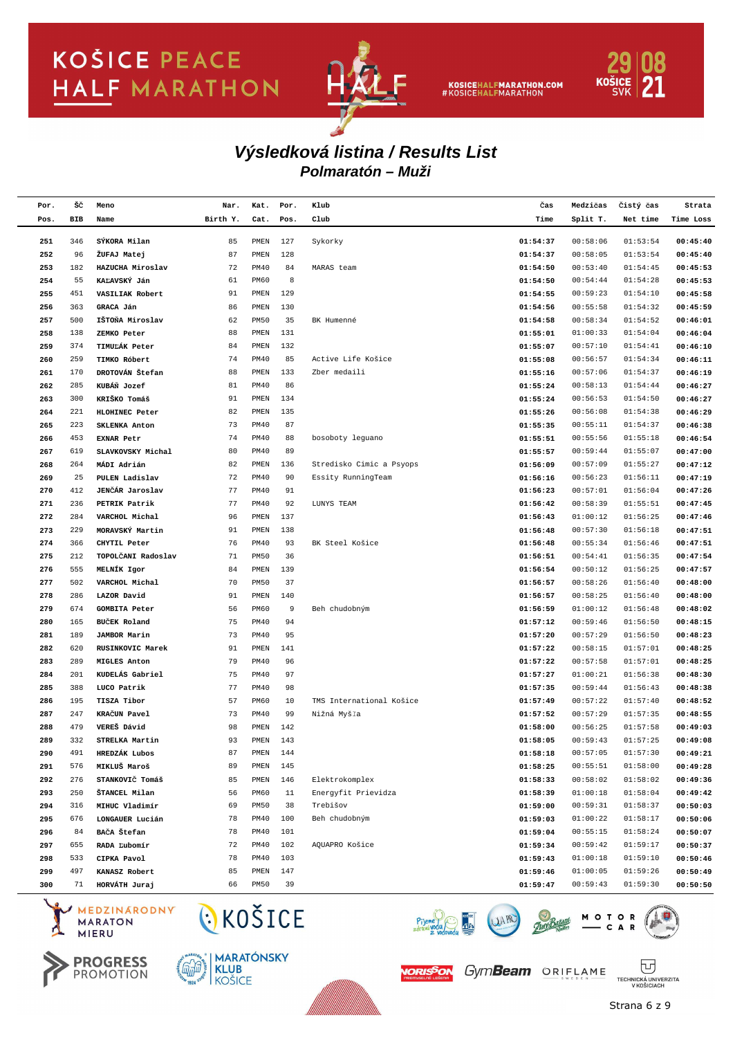# Výsledková listina / Results List

## Polmaratón – Muži

| Por. Pos. | ŠČ BIB | Meno Name | Nar. Birth Y. | Kat. Cat. | Por. Pos. | Klub Club | Čas Time | Medzičas Split T. | Čistý čas Net time | Strata Time Loss |
|---|---|---|---|---|---|---|---|---|---|---|
| 251 | 346 | SÝKORA Milan | 85 | PMEN | 127 | Sykorky | 01:54:37 | 00:58:06 | 01:53:54 | 00:45:40 |
| 252 | 96 | ŽUFAJ Matej | 87 | PMEN | 128 | | 01:54:37 | 00:58:05 | 01:53:54 | 00:45:40 |
| 253 | 182 | HAZUCHA Miroslav | 72 | PM40 | 84 | MARAS team | 01:54:50 | 00:53:40 | 01:54:45 | 00:45:53 |
| 254 | 55 | KAĽAVSKÝ Ján | 61 | PM60 | 8 | | 01:54:50 | 00:54:44 | 01:54:28 | 00:45:53 |
| 255 | 451 | VASILIAK Robert | 91 | PMEN | 129 | | 01:54:55 | 00:59:23 | 01:54:10 | 00:45:58 |
| 256 | 363 | GRACA Ján | 86 | PMEN | 130 | | 01:54:56 | 00:55:58 | 01:54:32 | 00:45:59 |
| 257 | 500 | IŠTOŇA Miroslav | 62 | PM50 | 35 | BK Humenné | 01:54:58 | 00:58:34 | 01:54:52 | 00:46:01 |
| 258 | 138 | ZEMKO Peter | 88 | PMEN | 131 | | 01:55:01 | 01:00:33 | 01:54:04 | 00:46:04 |
| 259 | 374 | TIMUĽÁK Peter | 84 | PMEN | 132 | | 01:55:07 | 00:57:10 | 01:54:41 | 00:46:10 |
| 260 | 259 | TIMKO Róbert | 74 | PM40 | 85 | Active Life Košice | 01:55:08 | 00:56:57 | 01:54:34 | 00:46:11 |
| 261 | 170 | DROTOVÁN Štefan | 88 | PMEN | 133 | Zber medaili | 01:55:16 | 00:57:06 | 01:54:37 | 00:46:19 |
| 262 | 285 | KUBÁŇ Jozef | 81 | PM40 | 86 | | 01:55:24 | 00:58:13 | 01:54:44 | 00:46:27 |
| 263 | 300 | KRIŠKO Tomáš | 91 | PMEN | 134 | | 01:55:24 | 00:56:53 | 01:54:50 | 00:46:27 |
| 264 | 221 | HLOHINEC Peter | 82 | PMEN | 135 | | 01:55:26 | 00:56:08 | 01:54:38 | 00:46:29 |
| 265 | 223 | SKLENKA Anton | 73 | PM40 | 87 | | 01:55:35 | 00:55:11 | 01:54:37 | 00:46:38 |
| 266 | 453 | EXNAR Petr | 74 | PM40 | 88 | bosoboty leguano | 01:55:51 | 00:55:56 | 01:55:18 | 00:46:54 |
| 267 | 619 | SLAVKOVSKY Michal | 80 | PM40 | 89 | | 01:55:57 | 00:59:44 | 01:55:07 | 00:47:00 |
| 268 | 264 | MÁDI Adrián | 82 | PMEN | 136 | Stredisko Cimic a Psyops | 01:56:09 | 00:57:09 | 01:55:27 | 00:47:12 |
| 269 | 25 | PULEN Ladislav | 72 | PM40 | 90 | Essity RunningTeam | 01:56:16 | 00:56:23 | 01:56:11 | 00:47:19 |
| 270 | 412 | JENČÁR Jaroslav | 77 | PM40 | 91 | | 01:56:23 | 00:57:01 | 01:56:04 | 00:47:26 |
| 271 | 236 | PETRIK Patrik | 77 | PM40 | 92 | LUNYS TEAM | 01:56:42 | 00:58:39 | 01:55:51 | 00:47:45 |
| 272 | 284 | VARCHOL Michal | 96 | PMEN | 137 | | 01:56:43 | 01:00:12 | 01:56:25 | 00:47:46 |
| 273 | 229 | MORAVSKÝ Martin | 91 | PMEN | 138 | | 01:56:48 | 00:57:30 | 01:56:18 | 00:47:51 |
| 274 | 366 | CHYTIL Peter | 76 | PM40 | 93 | BK Steel Košice | 01:56:48 | 00:55:34 | 01:56:46 | 00:47:51 |
| 275 | 212 | TOPOLČANI Radoslav | 71 | PM50 | 36 | | 01:56:51 | 00:54:41 | 01:56:35 | 00:47:54 |
| 276 | 555 | MELNÍK Igor | 84 | PMEN | 139 | | 01:56:54 | 00:50:12 | 01:56:25 | 00:47:57 |
| 277 | 502 | VARCHOL Michal | 70 | PM50 | 37 | | 01:56:57 | 00:58:26 | 01:56:40 | 00:48:00 |
| 278 | 286 | LAZOR David | 91 | PMEN | 140 | | 01:56:57 | 00:58:25 | 01:56:40 | 00:48:00 |
| 279 | 674 | GOMBITA Peter | 56 | PM60 | 9 | Beh chudobným | 01:56:59 | 01:00:12 | 01:56:48 | 00:48:02 |
| 280 | 165 | BUČEK Roland | 75 | PM40 | 94 | | 01:57:12 | 00:59:46 | 01:56:50 | 00:48:15 |
| 281 | 189 | JAMBOR Marin | 73 | PM40 | 95 | | 01:57:20 | 00:57:29 | 01:56:50 | 00:48:23 |
| 282 | 620 | RUSINKOVIC Marek | 91 | PMEN | 141 | | 01:57:22 | 00:58:15 | 01:57:01 | 00:48:25 |
| 283 | 289 | MIGLES Anton | 79 | PM40 | 96 | | 01:57:22 | 00:57:58 | 01:57:01 | 00:48:25 |
| 284 | 201 | KUDELÁS Gabriel | 75 | PM40 | 97 | | 01:57:27 | 01:00:21 | 01:56:38 | 00:48:30 |
| 285 | 388 | LUCO Patrik | 77 | PM40 | 98 | | 01:57:35 | 00:59:44 | 01:56:43 | 00:48:38 |
| 286 | 195 | TISZA Tibor | 57 | PM60 | 10 | TMS International Košice | 01:57:49 | 00:57:22 | 01:57:40 | 00:48:52 |
| 287 | 247 | KRAČUN Pavel | 73 | PM40 | 99 | Nižná Myšľa | 01:57:52 | 00:57:29 | 01:57:35 | 00:48:55 |
| 288 | 479 | VEREŠ Dávid | 98 | PMEN | 142 | | 01:58:00 | 00:56:25 | 01:57:58 | 00:49:03 |
| 289 | 332 | STRELKA Martin | 93 | PMEN | 143 | | 01:58:05 | 00:59:43 | 01:57:25 | 00:49:08 |
| 290 | 491 | HREDZÁK Lubos | 87 | PMEN | 144 | | 01:58:18 | 00:57:05 | 01:57:30 | 00:49:21 |
| 291 | 576 | MIKLUŠ Maroš | 89 | PMEN | 145 | | 01:58:25 | 00:55:51 | 01:58:00 | 00:49:28 |
| 292 | 276 | STANKOVIČ Tomáš | 85 | PMEN | 146 | Elektrokomplex | 01:58:33 | 00:58:02 | 01:58:02 | 00:49:36 |
| 293 | 250 | ŠTANCEL Milan | 56 | PM60 | 11 | Energyfit Prievidza | 01:58:39 | 01:00:18 | 01:58:04 | 00:49:42 |
| 294 | 316 | MIHUC Vladimír | 69 | PM50 | 38 | Trebišov | 01:59:00 | 00:59:31 | 01:58:37 | 00:50:03 |
| 295 | 676 | LONGAUER Lucián | 78 | PM40 | 100 | Beh chudobným | 01:59:03 | 01:00:22 | 01:58:17 | 00:50:06 |
| 296 | 84 | BAČA Štefan | 78 | PM40 | 101 | | 01:59:04 | 00:55:15 | 01:58:24 | 00:50:07 |
| 297 | 655 | RADA Ľubomír | 72 | PM40 | 102 | AQUAPRO Košice | 01:59:34 | 00:59:42 | 01:59:17 | 00:50:37 |
| 298 | 533 | CIPKA Pavol | 78 | PM40 | 103 | | 01:59:43 | 01:00:18 | 01:59:10 | 00:50:46 |
| 299 | 497 | KANASZ Robert | 85 | PMEN | 147 | | 01:59:46 | 01:00:05 | 01:59:26 | 00:50:49 |
| 300 | 71 | HORVÁTH Juraj | 66 | PM50 | 39 | | 01:59:47 | 00:59:43 | 01:59:30 | 00:50:50 |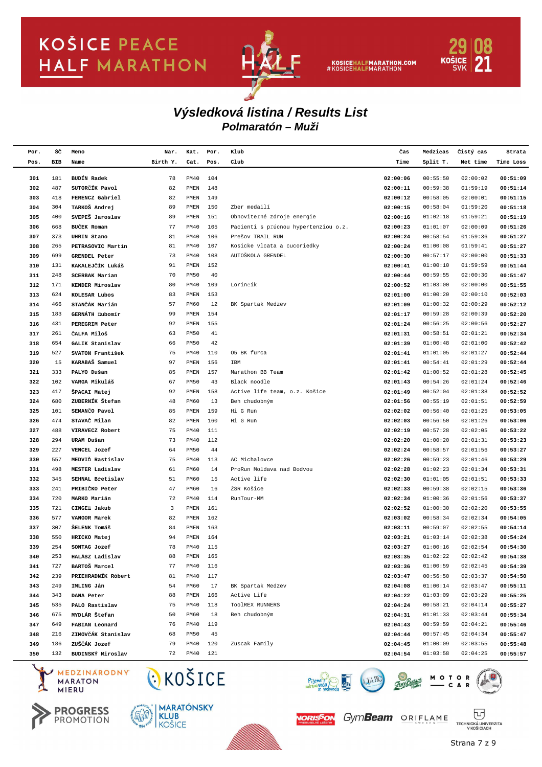# Výsledková listina / Results List

## Polmaratón – Muži

| Por. Pos. | ŠČ BIB | Meno Name | Nar. Birth Y. | Kat. Cat. | Por. Pos. | Klub Club | Čas Time | Medzičas Split T. | Čistý čas Net time | Strata Time Loss |
|---|---|---|---|---|---|---|---|---|---|---|
| 301 | 181 | BUDÍN Radek | 78 | PM40 | 104 | | 02:00:06 | 00:55:50 | 02:00:02 | 00:51:09 |
| 302 | 487 | SUTORČÍK Pavol | 82 | PMEN | 148 | | 02:00:11 | 00:59:38 | 01:59:19 | 00:51:14 |
| 303 | 418 | FERENCZ Gabriel | 82 | PMEN | 149 | | 02:00:12 | 00:58:05 | 02:00:01 | 00:51:15 |
| 304 | 304 | TARKOŠ Andrej | 89 | PMEN | 150 | Zber medailí | 02:00:15 | 00:58:04 | 01:59:20 | 00:51:18 |
| 305 | 400 | SVEPEŠ Jaroslav | 89 | PMEN | 151 | Obnoviteľné zdroje energie | 02:00:16 | 01:02:18 | 01:59:21 | 00:51:19 |
| 306 | 668 | BUČEK Roman | 77 | PM40 | 105 | Pacienti s pľúcnou hypertenziou o.z. | 02:00:23 | 01:01:07 | 02:00:09 | 00:51:26 |
| 307 | 373 | UHRIN Stano | 81 | PM40 | 106 | Prešov TRAIL RUN | 02:00:24 | 00:58:54 | 01:59:36 | 00:51:27 |
| 308 | 265 | PETRASOVIC Martin | 81 | PM40 | 107 | Kosicke vlcata a cucoriedky | 02:00:24 | 01:00:08 | 01:59:41 | 00:51:27 |
| 309 | 699 | GRENDEL Peter | 73 | PM40 | 108 | AUTOŠKOLA GRENDEL | 02:00:30 | 00:57:17 | 02:00:00 | 00:51:33 |
| 310 | 131 | KAKALEJČÍK Lukáš | 91 | PMEN | 152 | | 02:00:41 | 01:00:10 | 01:59:59 | 00:51:44 |
| 311 | 248 | SCERBAK Marian | 70 | PM50 | 40 | | 02:00:44 | 00:59:55 | 02:00:30 | 00:51:47 |
| 312 | 171 | KENDER Miroslav | 80 | PM40 | 109 | Lorinčík | 02:00:52 | 01:03:00 | 02:00:00 | 00:51:55 |
| 313 | 624 | KOLESAR Lubos | 83 | PMEN | 153 | | 02:01:00 | 01:00:20 | 02:00:10 | 00:52:03 |
| 314 | 466 | STANČÁK Marián | 57 | PM60 | 12 | BK Spartak Medzev | 02:01:09 | 01:00:32 | 02:00:29 | 00:52:12 |
| 315 | 183 | GERNÁTH Ľubomír | 99 | PMEN | 154 | | 02:01:17 | 00:59:28 | 02:00:39 | 00:52:20 |
| 316 | 431 | PEREGRIM Peter | 92 | PMEN | 155 | | 02:01:24 | 00:56:25 | 02:00:56 | 00:52:27 |
| 317 | 261 | ČALFA Miloš | 63 | PM50 | 41 | | 02:01:31 | 00:58:51 | 02:01:21 | 00:52:34 |
| 318 | 654 | GALIK Stanislav | 66 | PM50 | 42 | | 02:01:39 | 01:00:48 | 02:01:00 | 00:52:42 |
| 319 | 527 | SVATON František | 75 | PM40 | 110 | 05 BK furca | 02:01:41 | 01:01:05 | 02:01:27 | 00:52:44 |
| 320 | 15 | KARABAŠ Samuel | 97 | PMEN | 156 | IBM | 02:01:41 | 00:54:41 | 02:01:29 | 00:52:44 |
| 321 | 333 | PALYO Dušan | 85 | PMEN | 157 | Marathon BB Team | 02:01:42 | 01:00:52 | 02:01:28 | 00:52:45 |
| 322 | 102 | VARGA Mikuláš | 67 | PM50 | 43 | Black noodle | 02:01:43 | 00:54:26 | 02:01:24 | 00:52:46 |
| 323 | 417 | ŠPACAI Matej | 92 | PMEN | 158 | Active life team, o.z. Košice | 02:01:49 | 00:52:04 | 02:01:38 | 00:52:52 |
| 324 | 680 | ZUBERNÍK Štefan | 48 | PM60 | 13 | Beh chudobným | 02:01:56 | 00:55:19 | 02:01:51 | 00:52:59 |
| 325 | 101 | SEMANČO Pavol | 85 | PMEN | 159 | Hi G Run | 02:02:02 | 00:56:40 | 02:01:25 | 00:53:05 |
| 326 | 474 | STAVAČ Milan | 82 | PMEN | 160 | Hi G Run | 02:02:03 | 00:56:50 | 02:01:26 | 00:53:06 |
| 327 | 488 | VIRAVECZ Robert | 75 | PM40 | 111 | | 02:02:19 | 00:57:28 | 02:02:05 | 00:53:22 |
| 328 | 294 | URAM Dušan | 73 | PM40 | 112 | | 02:02:20 | 01:00:20 | 02:01:31 | 00:53:23 |
| 329 | 227 | VENCEL Jozef | 64 | PM50 | 44 | | 02:02:24 | 00:58:57 | 02:01:56 | 00:53:27 |
| 330 | 557 | MEDVIĎ Rastislav | 75 | PM40 | 113 | AC Michalovce | 02:02:26 | 00:59:23 | 02:01:46 | 00:53:29 |
| 331 | 498 | MESTER Ladislav | 61 | PM60 | 14 | ProRun Moldava nad Bodvou | 02:02:28 | 01:02:23 | 02:01:34 | 00:53:31 |
| 332 | 345 | SEHNAL Břetislav | 51 | PM60 | 15 | Active life | 02:02:30 | 01:01:05 | 02:01:51 | 00:53:33 |
| 333 | 241 | PRIBIČKO Peter | 47 | PM60 | 16 | ŽSR Košice | 02:02:33 | 00:59:38 | 02:02:15 | 00:53:36 |
| 334 | 720 | MARKO Marián | 72 | PM40 | 114 | RunTour-MM | 02:02:34 | 01:00:36 | 02:01:56 | 00:53:37 |
| 335 | 721 | CINGEĽ Jakub | 3 | PMEN | 161 | | 02:02:52 | 01:00:30 | 02:02:20 | 00:53:55 |
| 336 | 577 | VANGOR Marek | 82 | PMEN | 162 | | 02:03:02 | 00:58:34 | 02:02:34 | 00:54:05 |
| 337 | 307 | ŠELENK Tomáš | 84 | PMEN | 163 | | 02:03:11 | 00:59:07 | 02:02:55 | 00:54:14 |
| 338 | 550 | HRICKO Matej | 94 | PMEN | 164 | | 02:03:21 | 01:03:14 | 02:02:38 | 00:54:24 |
| 339 | 254 | SONTAG Jozef | 78 | PM40 | 115 | | 02:03:27 | 01:00:16 | 02:02:54 | 00:54:30 |
| 340 | 253 | HALÁSZ Ladislav | 88 | PMEN | 165 | | 02:03:35 | 01:02:22 | 02:02:42 | 00:54:38 |
| 341 | 727 | BARTOŠ Marcel | 77 | PM40 | 116 | | 02:03:36 | 01:00:59 | 02:02:45 | 00:54:39 |
| 342 | 239 | PRIEHRADNÍK Róbert | 81 | PM40 | 117 | | 02:03:47 | 00:56:50 | 02:03:37 | 00:54:50 |
| 343 | 249 | IMLING Ján | 54 | PM60 | 17 | BK Spartak Medzev | 02:04:08 | 01:00:14 | 02:03:47 | 00:55:11 |
| 344 | 343 | DANA Peter | 88 | PMEN | 166 | Active Life | 02:04:22 | 01:03:09 | 02:03:29 | 00:55:25 |
| 345 | 535 | PALO Rastislav | 75 | PM40 | 118 | ToolREX RUNNERS | 02:04:24 | 00:58:21 | 02:04:14 | 00:55:27 |
| 346 | 675 | MYDLÁR Štefan | 50 | PM60 | 18 | Beh chudobným | 02:04:31 | 01:01:33 | 02:03:44 | 00:55:34 |
| 347 | 649 | FABIAN Leonard | 76 | PM40 | 119 | | 02:04:43 | 00:59:59 | 02:04:21 | 00:55:46 |
| 348 | 216 | ZIMOVČÁK Stanislav | 68 | PM50 | 45 | | 02:04:44 | 00:57:45 | 02:04:34 | 00:55:47 |
| 349 | 186 | ZUŠČÁK Jozef | 79 | PM40 | 120 | Zuscak Family | 02:04:45 | 01:00:09 | 02:03:55 | 00:55:48 |
| 350 | 132 | BUDINSKÝ Miroslav | 72 | PM40 | 121 | | 02:04:54 | 01:03:58 | 02:04:25 | 00:55:57 |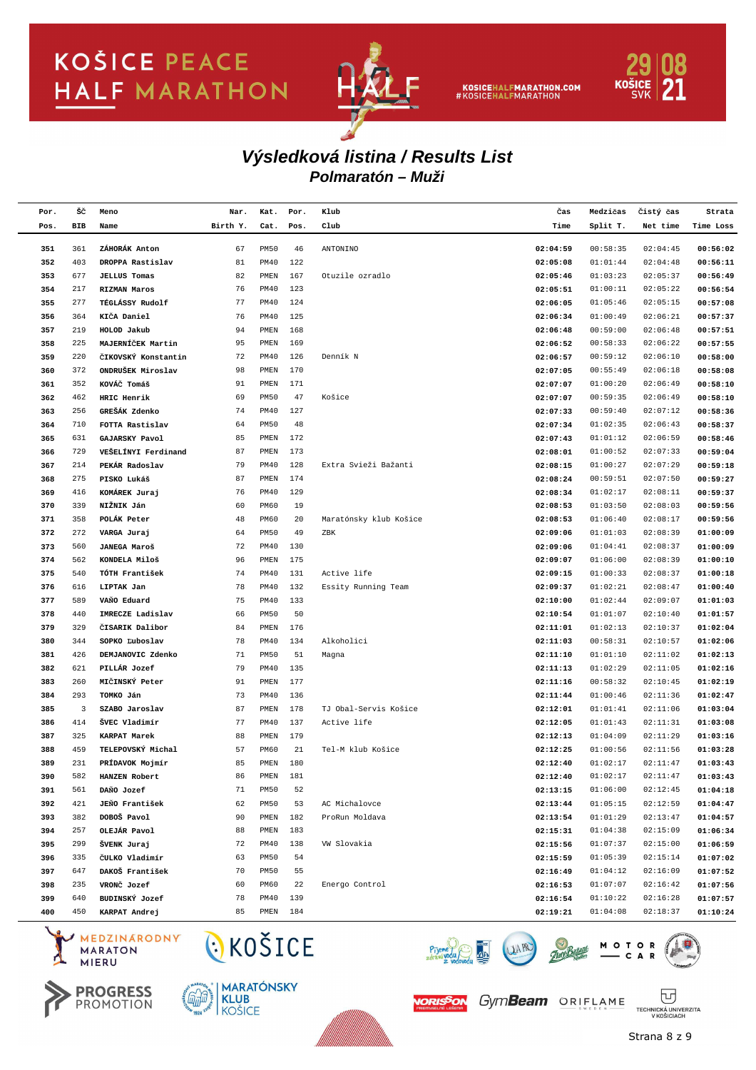# Výsledková listina / Results List

## Polmaratón – Muži

| Por. Pos. | ŠČ BIB | Meno Name | Nar. Birth Y. | Kat. Cat. | Por. Pos. | Klub Club | Čas Time | Medzičas Split T. | Čistý čas Net time | Strata Time Loss |
|---|---|---|---|---|---|---|---|---|---|---|
| 351 | 361 | ZÁHORÁK Anton | 67 | PM50 | 46 | ANTONINO | 02:04:59 | 00:58:35 | 02:04:45 | 00:56:02 |
| 352 | 403 | DROPPA Rastislav | 81 | PM40 | 122 | | 02:05:08 | 01:01:44 | 02:04:48 | 00:56:11 |
| 353 | 677 | JELLUS Tomas | 82 | PMEN | 167 | Otuzile ozradlo | 02:05:46 | 01:03:23 | 02:05:37 | 00:56:49 |
| 354 | 217 | RIZMAN Maros | 76 | PM40 | 123 | | 02:05:51 | 01:00:11 | 02:05:22 | 00:56:54 |
| 355 | 277 | TÉGLÁSSY Rudolf | 77 | PM40 | 124 | | 02:06:05 | 01:05:46 | 02:05:15 | 00:57:08 |
| 356 | 364 | KIČA Daniel | 76 | PM40 | 125 | | 02:06:34 | 01:00:49 | 02:06:21 | 00:57:37 |
| 357 | 219 | HOLOD Jakub | 94 | PMEN | 168 | | 02:06:48 | 00:59:00 | 02:06:48 | 00:57:51 |
| 358 | 225 | MAJERNÍČEK Martin | 95 | PMEN | 169 | | 02:06:52 | 00:58:33 | 02:06:22 | 00:57:55 |
| 359 | 220 | ČIKOVSKÝ Konstantin | 72 | PM40 | 126 | Denník N | 02:06:57 | 00:59:12 | 02:06:10 | 00:58:00 |
| 360 | 372 | ONDRUŠEK Miroslav | 98 | PMEN | 170 | | 02:07:05 | 00:55:49 | 02:06:18 | 00:58:08 |
| 361 | 352 | KOVÁČ Tomáš | 91 | PMEN | 171 | | 02:07:07 | 01:00:20 | 02:06:49 | 00:58:10 |
| 362 | 462 | HRIC Henrik | 69 | PM50 | 47 | Košice | 02:07:07 | 00:59:35 | 02:06:49 | 00:58:10 |
| 363 | 256 | GREŠÁK Zdenko | 74 | PM40 | 127 | | 02:07:33 | 00:59:40 | 02:07:12 | 00:58:36 |
| 364 | 710 | FOTTA Rastislav | 64 | PM50 | 48 | | 02:07:34 | 01:02:35 | 02:06:43 | 00:58:37 |
| 365 | 631 | GAJARSKY Pavol | 85 | PMEN | 172 | | 02:07:43 | 01:01:12 | 02:06:59 | 00:58:46 |
| 366 | 729 | VEŠELÍNYI Ferdinand | 87 | PMEN | 173 | | 02:08:01 | 01:00:52 | 02:07:33 | 00:59:04 |
| 367 | 214 | PEKÁR Radoslav | 79 | PM40 | 128 | Extra Svieži Bažanti | 02:08:15 | 01:00:27 | 02:07:29 | 00:59:18 |
| 368 | 275 | PISKO Lukáš | 87 | PMEN | 174 | | 02:08:24 | 00:59:51 | 02:07:50 | 00:59:27 |
| 369 | 416 | KOMÁREK Juraj | 76 | PM40 | 129 | | 02:08:34 | 01:02:17 | 02:08:11 | 00:59:37 |
| 370 | 339 | NIŽNIK Ján | 60 | PM60 | 19 | | 02:08:53 | 01:03:50 | 02:08:03 | 00:59:56 |
| 371 | 358 | POLÁK Peter | 48 | PM60 | 20 | Maratónsky klub Košice | 02:08:53 | 01:06:40 | 02:08:17 | 00:59:56 |
| 372 | 272 | VARGA Juraj | 64 | PM50 | 49 | ZBK | 02:09:06 | 01:01:03 | 02:08:39 | 01:00:09 |
| 373 | 560 | JANEGA Maroš | 72 | PM40 | 130 | | 02:09:06 | 01:04:41 | 02:08:37 | 01:00:09 |
| 374 | 562 | KONDELA Miloš | 96 | PMEN | 175 | | 02:09:07 | 01:06:00 | 02:08:39 | 01:00:10 |
| 375 | 540 | TÓTH František | 74 | PM40 | 131 | Active life | 02:09:15 | 01:00:33 | 02:08:37 | 01:00:18 |
| 376 | 616 | LIPTAK Jan | 78 | PM40 | 132 | Essity Running Team | 02:09:37 | 01:02:21 | 02:08:47 | 01:00:40 |
| 377 | 589 | VAŇO Eduard | 75 | PM40 | 133 | | 02:10:00 | 01:02:44 | 02:09:07 | 01:01:03 |
| 378 | 440 | IMRECZE Ladislav | 66 | PM50 | 50 | | 02:10:54 | 01:01:07 | 02:10:40 | 01:01:57 |
| 379 | 329 | ČISARIK Dalibor | 84 | PMEN | 176 | | 02:11:01 | 01:02:13 | 02:10:37 | 01:02:04 |
| 380 | 344 | SOPKO Ľuboslav | 78 | PM40 | 134 | Alkoholici | 02:11:03 | 00:58:31 | 02:10:57 | 01:02:06 |
| 381 | 426 | DEMJANOVIC Zdenko | 71 | PM50 | 51 | Magna | 02:11:10 | 01:01:10 | 02:11:02 | 01:02:13 |
| 382 | 621 | PILLÁR Jozef | 79 | PM40 | 135 | | 02:11:13 | 01:02:29 | 02:11:05 | 01:02:16 |
| 383 | 260 | MIČINSKÝ Peter | 91 | PMEN | 177 | | 02:11:16 | 00:58:32 | 02:10:45 | 01:02:19 |
| 384 | 293 | TOMKO Ján | 73 | PM40 | 136 | | 02:11:44 | 01:00:46 | 02:11:36 | 01:02:47 |
| 385 | 3 | SZABO Jaroslav | 87 | PMEN | 178 | TJ Obal-Servis Košice | 02:12:01 | 01:01:41 | 02:11:06 | 01:03:04 |
| 386 | 414 | ŠVEC Vladimír | 77 | PM40 | 137 | Active life | 02:12:05 | 01:01:43 | 02:11:31 | 01:03:08 |
| 387 | 325 | KARPAT Marek | 88 | PMEN | 179 | | 02:12:13 | 01:04:09 | 02:11:29 | 01:03:16 |
| 388 | 459 | TELEPOVSKÝ Michal | 57 | PM60 | 21 | Tel-M klub Košice | 02:12:25 | 01:00:56 | 02:11:56 | 01:03:28 |
| 389 | 231 | PRÍDAVOK Mojmír | 85 | PMEN | 180 | | 02:12:40 | 01:02:17 | 02:11:47 | 01:03:43 |
| 390 | 582 | HANZEN Robert | 86 | PMEN | 181 | | 02:12:40 | 01:02:17 | 02:11:47 | 01:03:43 |
| 391 | 561 | DAŇO Jozef | 71 | PM50 | 52 | | 02:13:15 | 01:06:00 | 02:12:45 | 01:04:18 |
| 392 | 421 | JEŇO František | 62 | PM50 | 53 | AC Michalovce | 02:13:44 | 01:05:15 | 02:12:59 | 01:04:47 |
| 393 | 382 | DOBOŠ Pavol | 90 | PMEN | 182 | ProRun Moldava | 02:13:54 | 01:01:29 | 02:13:47 | 01:04:57 |
| 394 | 257 | OLEJÁR Pavol | 88 | PMEN | 183 | | 02:15:31 | 01:04:38 | 02:15:09 | 01:06:34 |
| 395 | 299 | ŠVENK Juraj | 72 | PM40 | 138 | VW Slovakia | 02:15:56 | 01:07:37 | 02:15:00 | 01:06:59 |
| 396 | 335 | ČULKO Vladimír | 63 | PM50 | 54 | | 02:15:59 | 01:05:39 | 02:15:14 | 01:07:02 |
| 397 | 647 | DAKOŠ František | 70 | PM50 | 55 | | 02:16:49 | 01:04:12 | 02:16:09 | 01:07:52 |
| 398 | 235 | VROVČ Jozef | 60 | PM60 | 22 | Energo Control | 02:16:53 | 01:07:07 | 02:16:42 | 01:07:56 |
| 399 | 640 | BUDINSKÝ Jozef | 78 | PM40 | 139 | | 02:16:54 | 01:10:22 | 02:16:28 | 01:07:57 |
| 400 | 450 | KARPAT Andrej | 85 | PMEN | 184 | | 02:19:21 | 01:04:08 | 02:18:37 | 01:10:24 |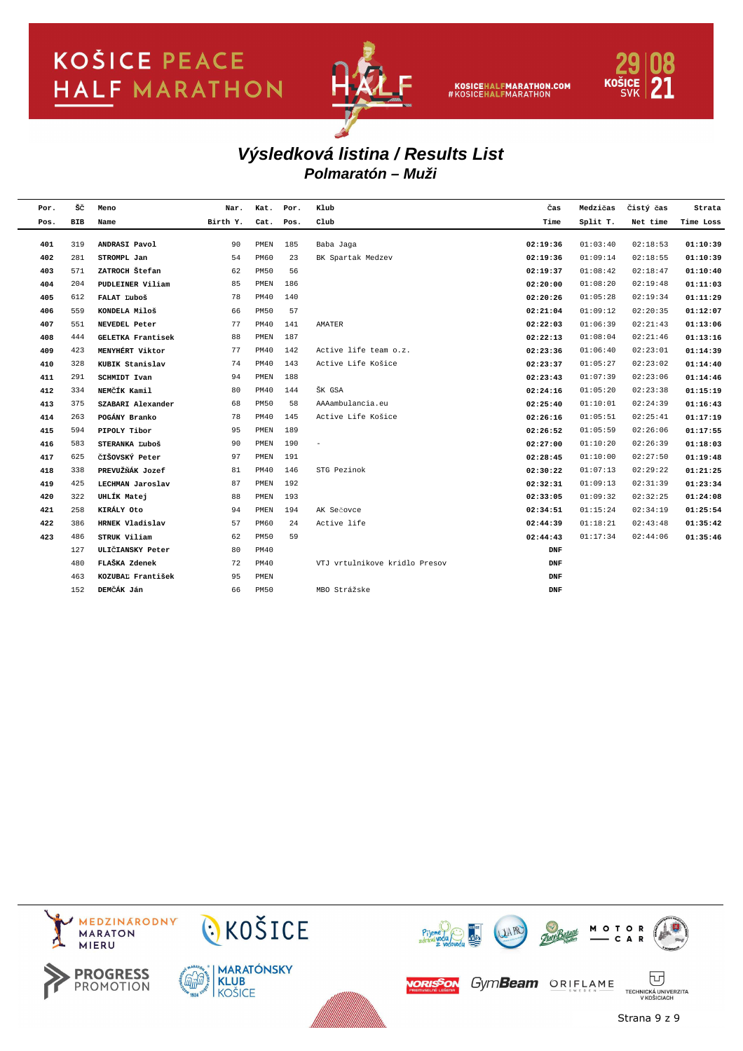## Výsledková listina / Results List

### Polmaratón – Muži

| Por.<br>Pos. | ŠČ<br>BIB | Meno<br>Name | Nar.<br>Birth Y. | Kat.<br>Cat. | Por.<br>Pos. | Klub<br>Club | Čas<br>Time | Medzičas<br>Split T. | Čistý čas<br>Net time | Strata<br>Time Loss |
|---|---|---|---|---|---|---|---|---|---|---|
| **401** | 319 | **ANDRASI Pavol** | 90 | PMEN | 185 | Baba Jaga | **02:19:36** | 01:03:40 | 02:18:53 | **01:10:39** |
| **402** | 281 | **STROMPL Jan** | 54 | PM60 | 23 | BK Spartak Medzev | **02:19:36** | 01:09:14 | 02:18:55 | **01:10:39** |
| **403** | 571 | **ZATROCH Štefan** | 62 | PM50 | 56 | | **02:19:37** | 01:08:42 | 02:18:47 | **01:10:40** |
| **404** | 204 | **PUDLEINER Viliam** | 85 | PMEN | 186 | | **02:20:00** | 01:08:20 | 02:19:48 | **01:11:03** |
| **405** | 612 | **FALAT Ľuboš** | 78 | PM40 | 140 | | **02:20:26** | 01:05:28 | 02:19:34 | **01:11:29** |
| **406** | 559 | **KONDELA Miloš** | 66 | PM50 | 57 | | **02:21:04** | 01:09:12 | 02:20:35 | **01:12:07** |
| **407** | 551 | **NEVEDEL Peter** | 77 | PM40 | 141 | AMATER | **02:22:03** | 01:06:39 | 02:21:43 | **01:13:06** |
| **408** | 444 | **GELETKA Frantisek** | 88 | PMEN | 187 | | **02:22:13** | 01:08:04 | 02:21:46 | **01:13:16** |
| **409** | 423 | **MENYHÉRT Viktor** | 77 | PM40 | 142 | Active life team o.z. | **02:23:36** | 01:06:40 | 02:23:01 | **01:14:39** |
| **410** | 328 | **KUBIK Stanislav** | 74 | PM40 | 143 | Active Life Košice | **02:23:37** | 01:05:27 | 02:23:02 | **01:14:40** |
| **411** | 291 | **SCHMIDT Ivan** | 94 | PMEN | 188 | | **02:23:43** | 01:07:39 | 02:23:06 | **01:14:46** |
| **412** | 334 | **NEMČÍK Kamil** | 80 | PM40 | 144 | ŠK GSA | **02:24:16** | 01:05:20 | 02:23:38 | **01:15:19** |
| **413** | 375 | **SZABARI Alexander** | 68 | PM50 | 58 | AAAambulancia.eu | **02:25:40** | 01:10:01 | 02:24:39 | **01:16:43** |
| **414** | 263 | **POGÁNY Branko** | 78 | PM40 | 145 | Active Life Košice | **02:26:16** | 01:05:51 | 02:25:41 | **01:17:19** |
| **415** | 594 | **PIPOLY Tibor** | 95 | PMEN | 189 | | **02:26:52** | 01:05:59 | 02:26:06 | **01:17:55** |
| **416** | 583 | **STERANKA Ľuboš** | 90 | PMEN | 190 | - | **02:27:00** | 01:10:20 | 02:26:39 | **01:18:03** |
| **417** | 625 | **ČIŠOVSKÝ Peter** | 97 | PMEN | 191 | | **02:28:45** | 01:10:00 | 02:27:50 | **01:19:48** |
| **418** | 338 | **PREVUŽŇÁK Jozef** | 81 | PM40 | 146 | STG Pezinok | **02:30:22** | 01:07:13 | 02:29:22 | **01:21:25** |
| **419** | 425 | **LECHMAN Jaroslav** | 87 | PMEN | 192 | | **02:32:31** | 01:09:13 | 02:31:39 | **01:23:34** |
| **420** | 322 | **UHLÍK Matej** | 88 | PMEN | 193 | | **02:33:05** | 01:09:32 | 02:32:25 | **01:24:08** |
| **421** | 258 | **KIRÁLY Oto** | 94 | PMEN | 194 | AK Sečovce | **02:34:51** | 01:15:24 | 02:34:19 | **01:25:54** |
| **422** | 386 | **HRNEK Vladislav** | 57 | PM60 | 24 | Active life | **02:44:39** | 01:18:21 | 02:43:48 | **01:35:42** |
| **423** | 486 | **STRUK Viliam** | 62 | PM50 | 59 | | **02:44:43** | 01:17:34 | 02:44:06 | **01:35:46** |
| | 127 | **ULIČIANSKY Peter** | 80 | PM40 | | | **DNF** | | | |
| | 480 | **FLAŠKA Zdenek** | 72 | PM40 | | VTJ vrtulnikove kridlo Presov | **DNF** | | | |
| | 463 | **KOZUBAĽ František** | 95 | PMEN | | | **DNF** | | | |
| | 152 | **DEMČÁK Ján** | 66 | PM50 | | MBO Strážske | **DNF** | | | |